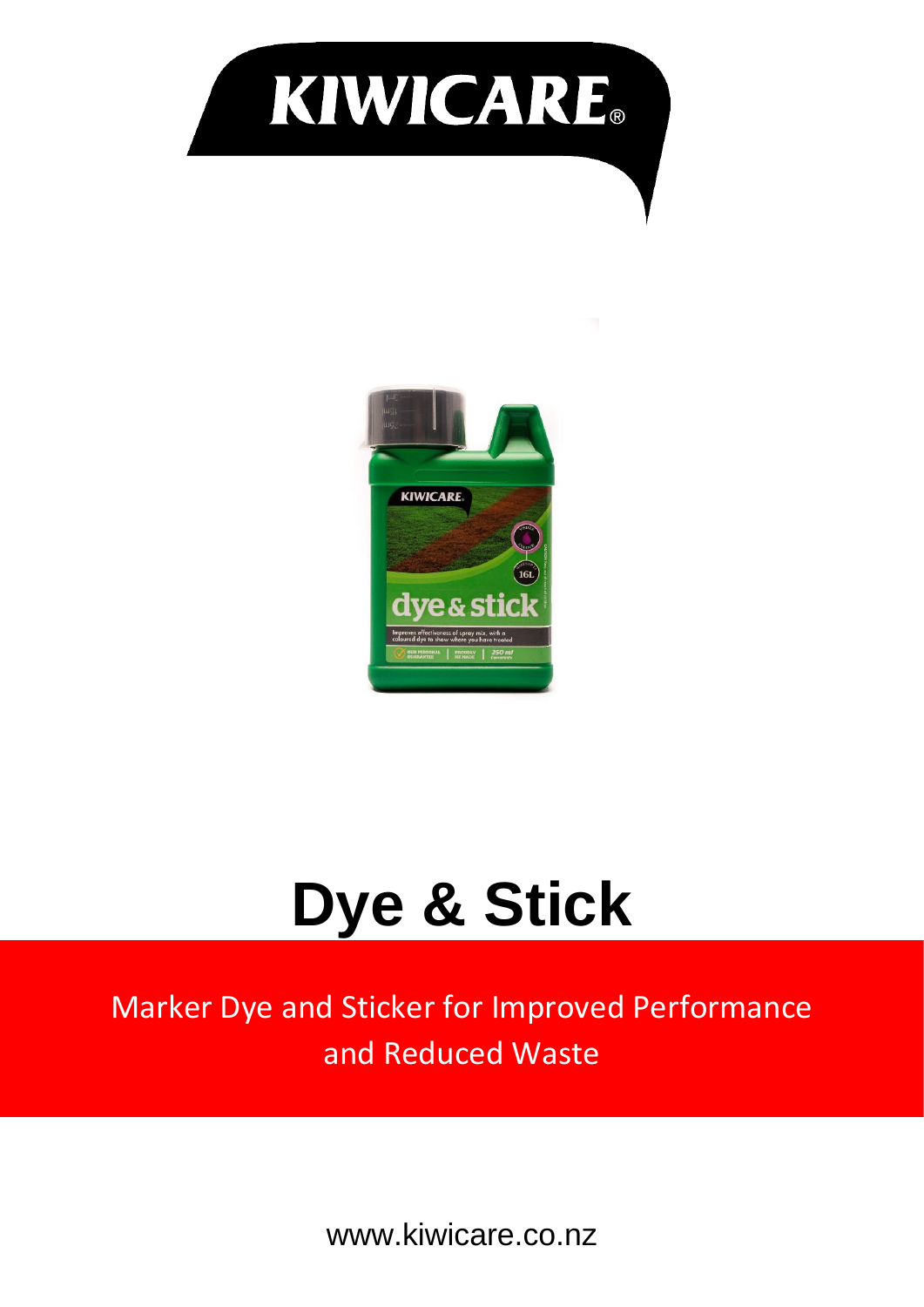KIWICARE®

# Dye & Stick

Marker Dye and Sticker for Improved Performance and Reduced Waste

www.kiwicare.co.nz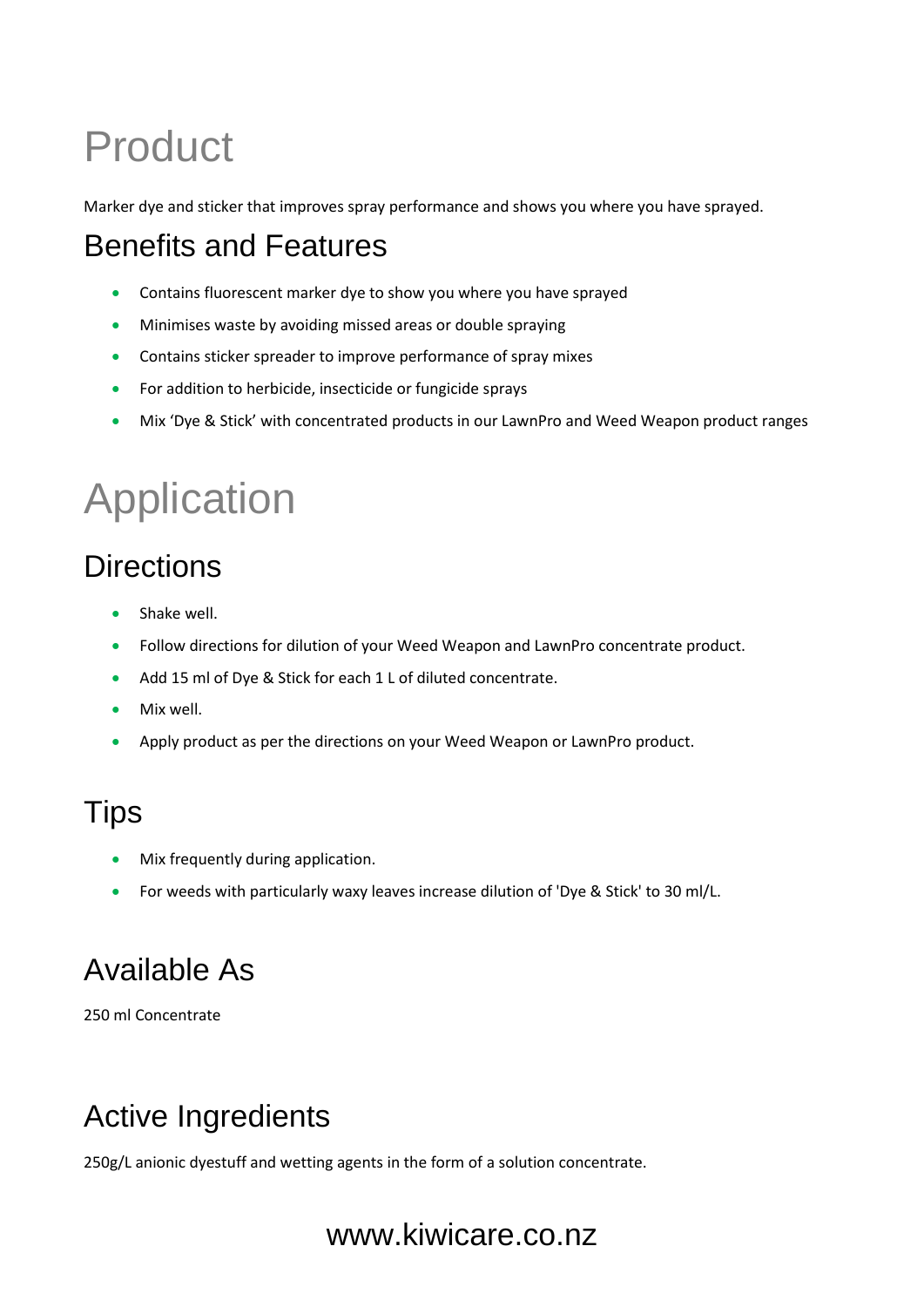# Product

Marker dye and sticker that improves spray performance and shows you where you have sprayed.

## Benefits and Features

- Contains fluorescent marker dye to show you where you have sprayed
- Minimises waste by avoiding missed areas or double spraying
- Contains sticker spreader to improve performance of spray mixes
- For addition to herbicide, insecticide or fungicide sprays
- Mix 'Dye & Stick' with concentrated products in our LawnPro and Weed Weapon product ranges

# Application

## Directions

- Shake well.
- Follow directions for dilution of your Weed Weapon and LawnPro concentrate product.
- Add 15 ml of Dye & Stick for each 1 L of diluted concentrate.
- Mix well.
- Apply product as per the directions on your Weed Weapon or LawnPro product.

## Tips

- Mix frequently during application.
- For weeds with particularly waxy leaves increase dilution of 'Dye & Stick' to 30 ml/L.

## Available As

250 ml Concentrate

## Active Ingredients

250g/L anionic dyestuff and wetting agents in the form of a solution concentrate.

www.kiwicare.co.nz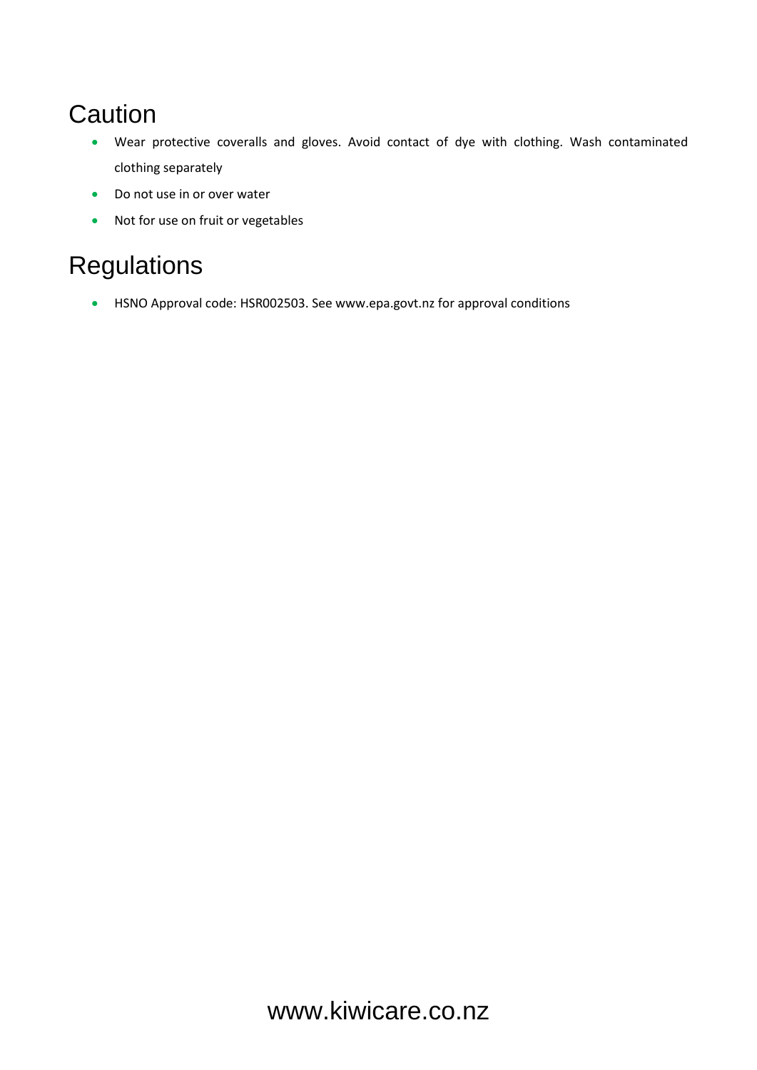## Caution

- Wear protective coveralls and gloves. Avoid contact of dye with clothing. Wash contaminated clothing separately
- Do not use in or over water
- Not for use on fruit or vegetables

## Regulations

- HSNO Approval code: HSR002503. See www.epa.govt.nz for approval conditions

www.kiwicare.co.nz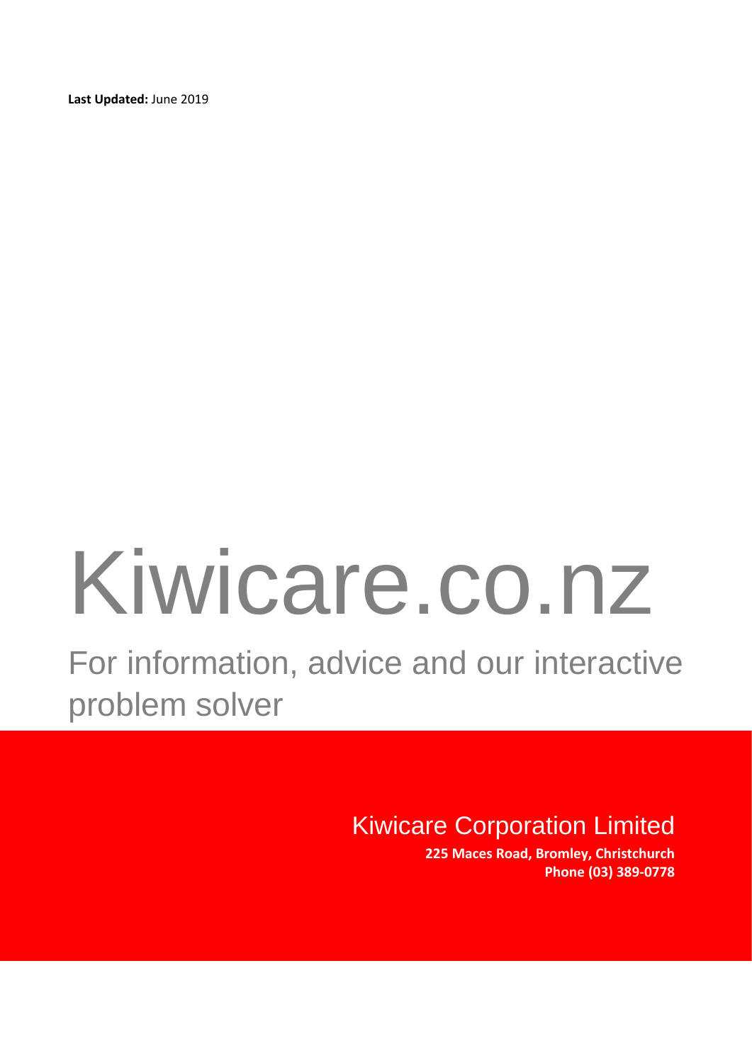**Last Updated:** June 2019

# Kiwicare.co.nz

For information, advice and our interactive problem solver

Kiwicare Corporation Limited

**225 Maces Road, Bromley, Christchurch**
**Phone (03) 389-0778**